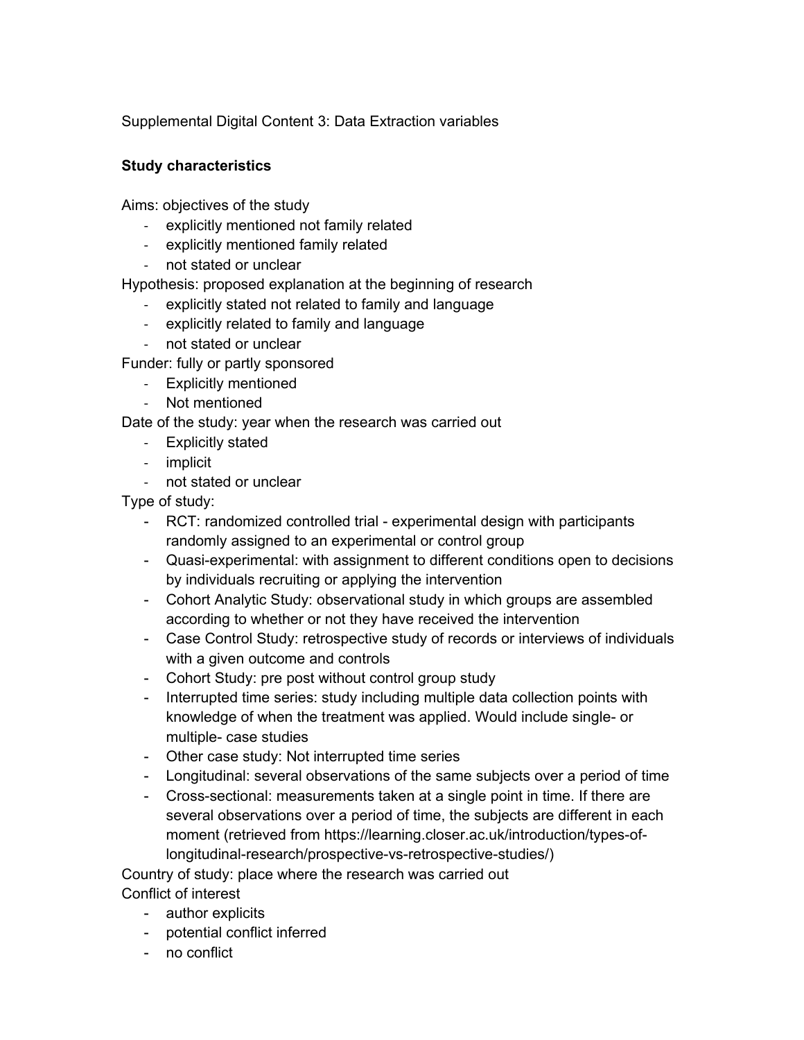Supplemental Digital Content 3: Data Extraction variables

**Study characteristics**

Aims: objectives of the study

- explicitly mentioned not family related
- explicitly mentioned family related
- not stated or unclear

Hypothesis: proposed explanation at the beginning of research

- explicitly stated not related to family and language
- explicitly related to family and language
- not stated or unclear

Funder: fully or partly sponsored

- Explicitly mentioned
- Not mentioned

Date of the study: year when the research was carried out

- Explicitly stated
- implicit
- not stated or unclear

Type of study:

- RCT: randomized controlled trial - experimental design with participants randomly assigned to an experimental or control group
- Quasi-experimental: with assignment to different conditions open to decisions by individuals recruiting or applying the intervention
- Cohort Analytic Study: observational study in which groups are assembled according to whether or not they have received the intervention
- Case Control Study: retrospective study of records or interviews of individuals with a given outcome and controls
- Cohort Study: pre post without control group study
- Interrupted time series: study including multiple data collection points with knowledge of when the treatment was applied. Would include single- or multiple- case studies
- Other case study: Not interrupted time series
- Longitudinal: several observations of the same subjects over a period of time
- Cross-sectional: measurements taken at a single point in time. If there are several observations over a period of time, the subjects are different in each moment (retrieved from https://learning.closer.ac.uk/introduction/types-of-longitudinal-research/prospective-vs-retrospective-studies/)

Country of study: place where the research was carried out

Conflict of interest

- author explicits
- potential conflict inferred
- no conflict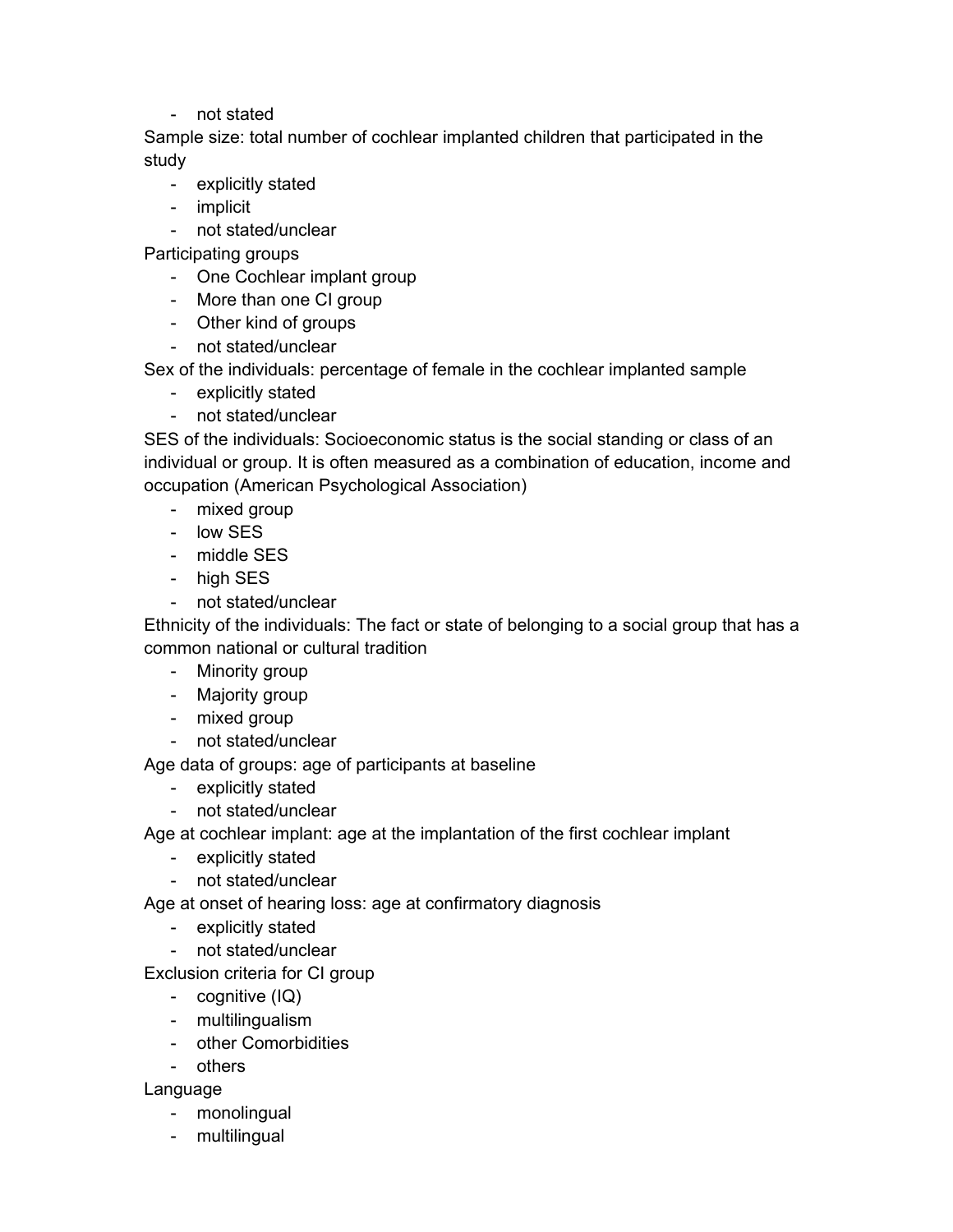- not stated

Sample size: total number of cochlear implanted children that participated in the study

- explicitly stated
- implicit
- not stated/unclear

Participating groups

- One Cochlear implant group
- More than one CI group
- Other kind of groups
- not stated/unclear

Sex of the individuals: percentage of female in the cochlear implanted sample

- explicitly stated
- not stated/unclear

SES of the individuals: Socioeconomic status is the social standing or class of an individual or group. It is often measured as a combination of education, income and occupation (American Psychological Association)

- mixed group
- low SES
- middle SES
- high SES
- not stated/unclear

Ethnicity of the individuals: The fact or state of belonging to a social group that has a common national or cultural tradition

- Minority group
- Majority group
- mixed group
- not stated/unclear

Age data of groups: age of participants at baseline

- explicitly stated
- not stated/unclear

Age at cochlear implant: age at the implantation of the first cochlear implant

- explicitly stated
- not stated/unclear

Age at onset of hearing loss: age at confirmatory diagnosis

- explicitly stated
- not stated/unclear

Exclusion criteria for CI group

- cognitive (IQ)
- multilingualism
- other Comorbidities
- others

Language

- monolingual
- multilingual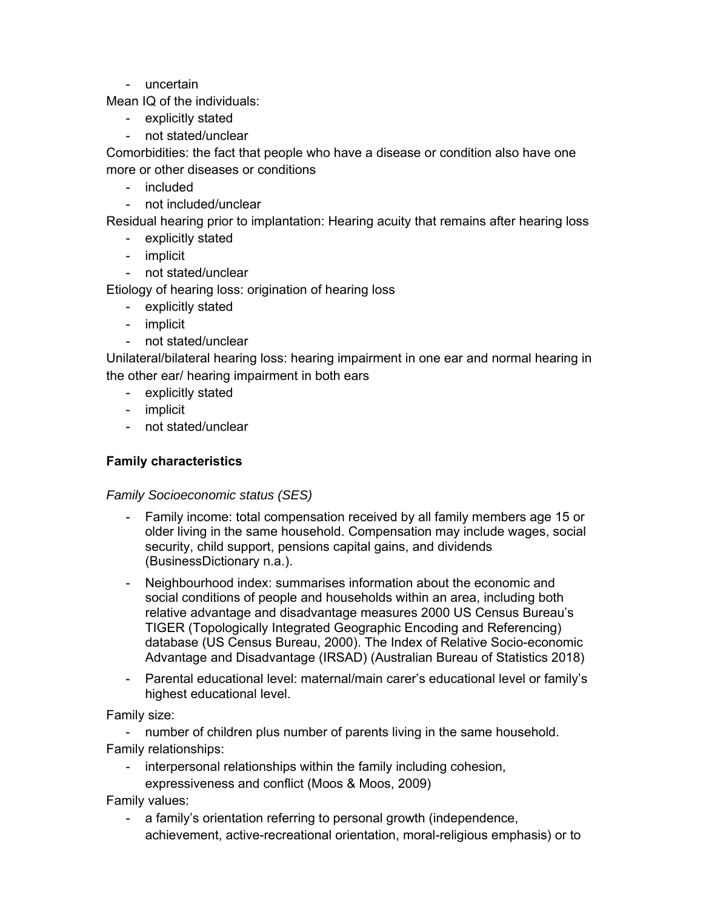- uncertain

Mean IQ of the individuals:

- explicitly stated
- not stated/unclear

Comorbidities: the fact that people who have a disease or condition also have one more or other diseases or conditions

- included
- not included/unclear

Residual hearing prior to implantation: Hearing acuity that remains after hearing loss

- explicitly stated
- implicit
- not stated/unclear

Etiology of hearing loss: origination of hearing loss

- explicitly stated
- implicit
- not stated/unclear

Unilateral/bilateral hearing loss: hearing impairment in one ear and normal hearing in the other ear/ hearing impairment in both ears

- explicitly stated
- implicit
- not stated/unclear

**Family characteristics**

*Family Socioeconomic status (SES)*

- Family income: total compensation received by all family members age 15 or older living in the same household. Compensation may include wages, social security, child support, pensions capital gains, and dividends (BusinessDictionary n.a.).
- Neighbourhood index: summarises information about the economic and social conditions of people and households within an area, including both relative advantage and disadvantage measures 2000 US Census Bureau's TIGER (Topologically Integrated Geographic Encoding and Referencing) database (US Census Bureau, 2000). The Index of Relative Socio-economic Advantage and Disadvantage (IRSAD) (Australian Bureau of Statistics 2018)
- Parental educational level: maternal/main carer's educational level or family's highest educational level.

Family size:

- number of children plus number of parents living in the same household.

Family relationships:

- interpersonal relationships within the family including cohesion, expressiveness and conflict (Moos & Moos, 2009)

Family values:

- a family's orientation referring to personal growth (independence, achievement, active-recreational orientation, moral-religious emphasis) or to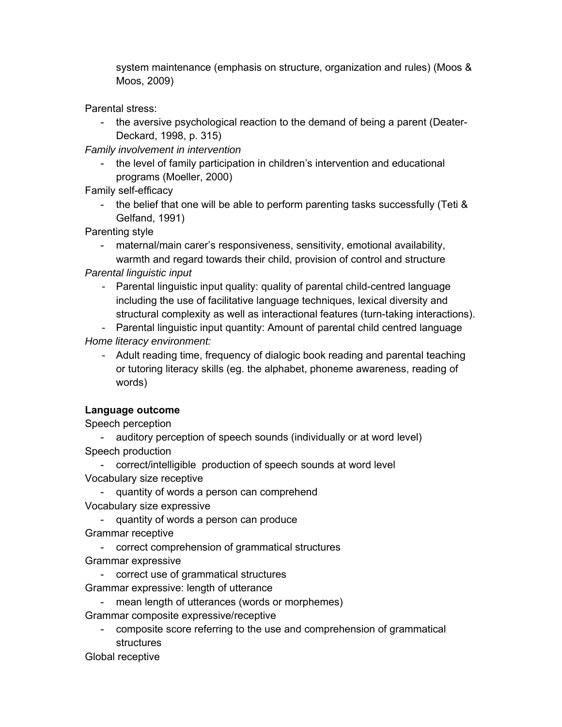system maintenance (emphasis on structure, organization and rules) (Moos & Moos, 2009)

Parental stress:

- the aversive psychological reaction to the demand of being a parent (Deater-Deckard, 1998, p. 315)

*Family involvement in intervention*

- the level of family participation in children's intervention and educational programs (Moeller, 2000)

Family self-efficacy

- the belief that one will be able to perform parenting tasks successfully (Teti & Gelfand, 1991)

Parenting style

- maternal/main carer's responsiveness, sensitivity, emotional availability, warmth and regard towards their child, provision of control and structure

*Parental linguistic input*

- Parental linguistic input quality: quality of parental child-centred language including the use of facilitative language techniques, lexical diversity and structural complexity as well as interactional features (turn-taking interactions).
- Parental linguistic input quantity: Amount of parental child centred language

*Home literacy environment:*

- Adult reading time, frequency of dialogic book reading and parental teaching or tutoring literacy skills (eg. the alphabet, phoneme awareness, reading of words)

**Language outcome**

Speech perception

- auditory perception of speech sounds (individually or at word level)

Speech production

- correct/intelligible production of speech sounds at word level

Vocabulary size receptive

- quantity of words a person can comprehend

Vocabulary size expressive

- quantity of words a person can produce

Grammar receptive

- correct comprehension of grammatical structures

Grammar expressive

- correct use of grammatical structures

Grammar expressive: length of utterance

- mean length of utterances (words or morphemes)

Grammar composite expressive/receptive

- composite score referring to the use and comprehension of grammatical structures

Global receptive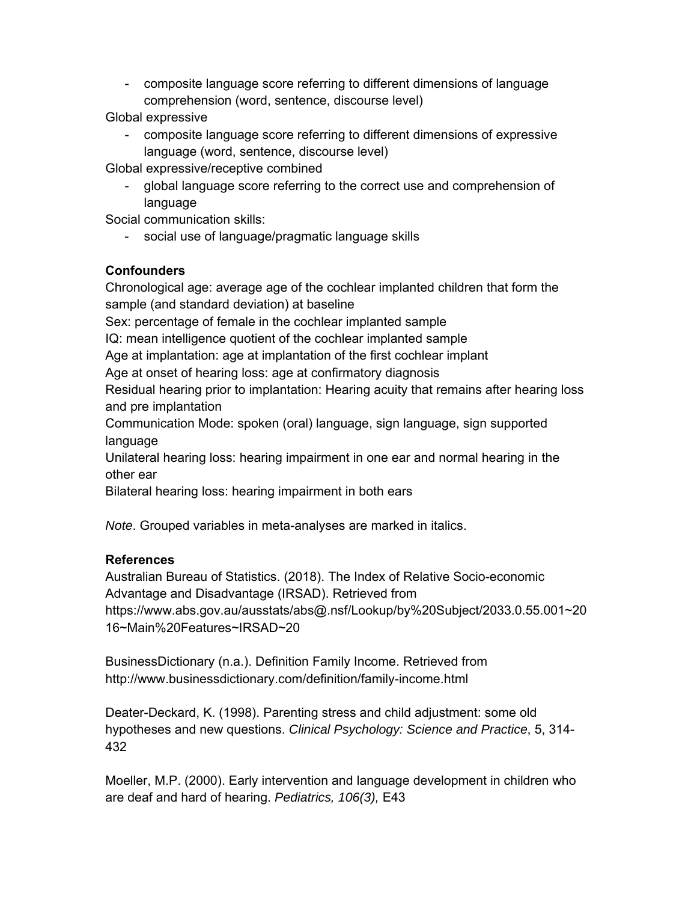- composite language score referring to different dimensions of language comprehension (word, sentence, discourse level)

Global expressive

- composite language score referring to different dimensions of expressive language (word, sentence, discourse level)

Global expressive/receptive combined

- global language score referring to the correct use and comprehension of language

Social communication skills:

- social use of language/pragmatic language skills

**Confounders**

Chronological age: average age of the cochlear implanted children that form the sample (and standard deviation) at baseline

Sex: percentage of female in the cochlear implanted sample

IQ: mean intelligence quotient of the cochlear implanted sample

Age at implantation: age at implantation of the first cochlear implant

Age at onset of hearing loss: age at confirmatory diagnosis

Residual hearing prior to implantation: Hearing acuity that remains after hearing loss and pre implantation

Communication Mode: spoken (oral) language, sign language, sign supported language

Unilateral hearing loss: hearing impairment in one ear and normal hearing in the other ear

Bilateral hearing loss: hearing impairment in both ears

*Note*. Grouped variables in meta-analyses are marked in italics.

**References**

Australian Bureau of Statistics. (2018). The Index of Relative Socio-economic Advantage and Disadvantage (IRSAD). Retrieved from https://www.abs.gov.au/ausstats/abs@.nsf/Lookup/by%20Subject/2033.0.55.001~2016~Main%20Features~IRSAD~20

BusinessDictionary (n.a.). Definition Family Income. Retrieved from http://www.businessdictionary.com/definition/family-income.html

Deater-Deckard, K. (1998). Parenting stress and child adjustment: some old hypotheses and new questions. *Clinical Psychology: Science and Practice*, 5, 314-432

Moeller, M.P. (2000). Early intervention and language development in children who are deaf and hard of hearing. *Pediatrics, 106(3),* E43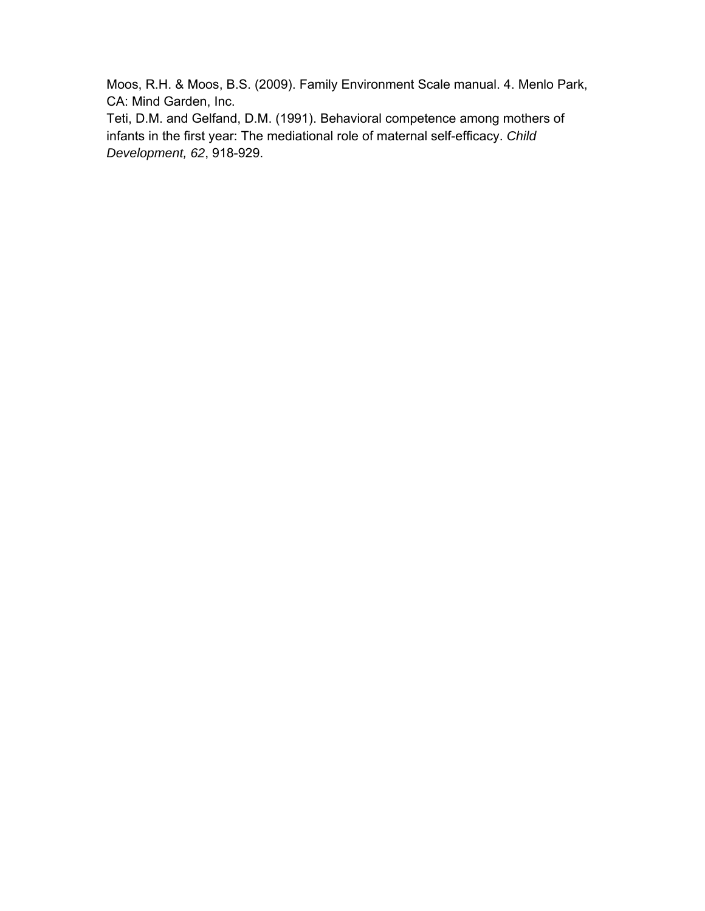Moos, R.H. & Moos, B.S. (2009). Family Environment Scale manual. 4. Menlo Park, CA: Mind Garden, Inc.

Teti, D.M. and Gelfand, D.M. (1991). Behavioral competence among mothers of infants in the first year: The mediational role of maternal self-efficacy. *Child Development, 62*, 918-929.